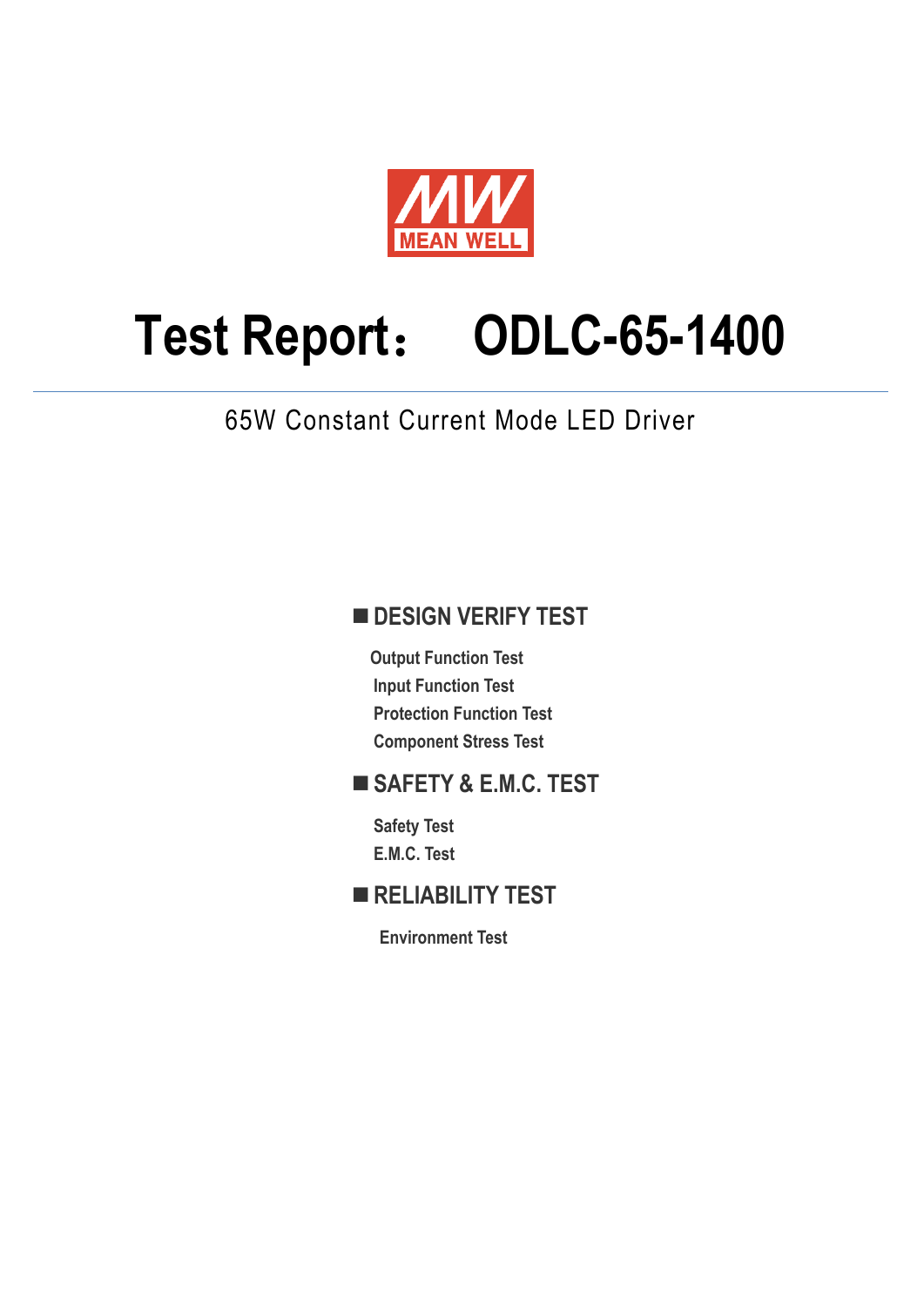MEAN WELL

# Test Report： ODLC-65-1400

65W Constant Current Mode LED Driver

## ■ DESIGN VERIFY TEST

- Output Function Test
- Input Function Test
- Protection Function Test
- Component Stress Test

## ■ SAFETY & E.M.C. TEST

- Safety Test
- E.M.C. Test

## ■ RELIABILITY TEST

- Environment Test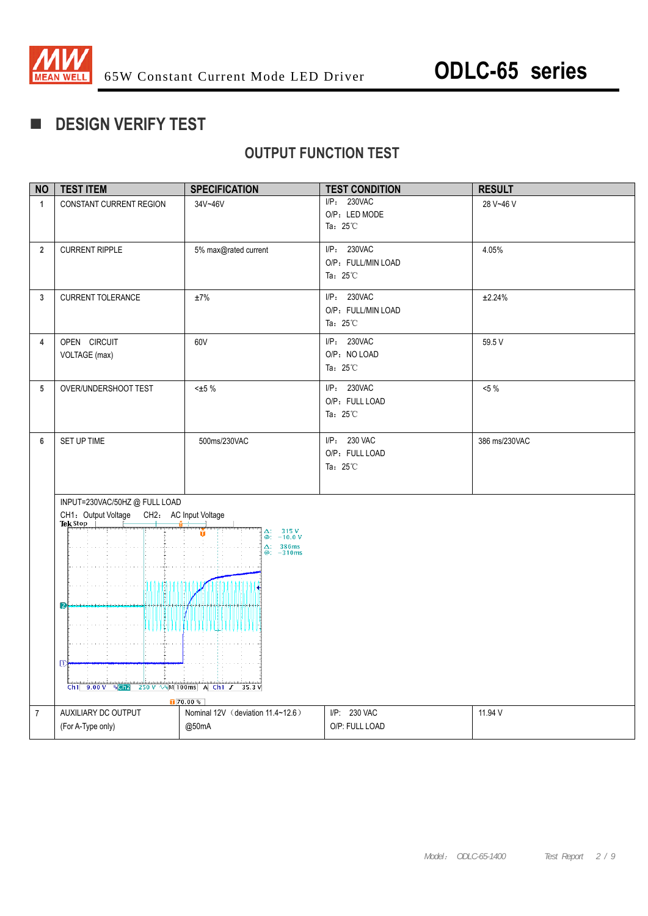## DESIGN VERIFY TEST

### OUTPUT FUNCTION TEST

| NO | TEST ITEM | SPECIFICATION | TEST CONDITION | RESULT |
|---|---|---|---|---|
| 1 | CONSTANT CURRENT REGION | 34V~46V | I/P: 230VAC<br>O/P: LED MODE<br>Ta: 25℃ | 28 V~46 V |
| 2 | CURRENT RIPPLE | 5% max@rated current | I/P: 230VAC<br>O/P: FULL/MIN LOAD<br>Ta: 25℃ | 4.05% |
| 3 | CURRENT TOLERANCE | ±7% | I/P: 230VAC<br>O/P: FULL/MIN LOAD<br>Ta: 25℃ | ±2.24% |
| 4 | OPEN CIRCUIT VOLTAGE (max) | 60V | I/P: 230VAC<br>O/P: NO LOAD<br>Ta: 25℃ | 59.5 V |
| 5 | OVER/UNDERSHOOT TEST | <±5 % | I/P: 230VAC<br>O/P: FULL LOAD<br>Ta: 25℃ | <5 % |
| 6 | SET UP TIME | 500ms/230VAC | I/P: 230 VAC<br>O/P: FULL LOAD<br>Ta: 25℃ | 386 ms/230VAC |
| | INPUT=230VAC/50HZ @ FULL LOAD<br>CH1: Output Voltage CH2: AC Input Voltage | | | |
| 7 | AUXILIARY DC OUTPUT<br>(For A-Type only) | Nominal 12V (deviation 11.4~12.6)<br>@50mA | I/P: 230 VAC<br>O/P: FULL LOAD | 11.94 V |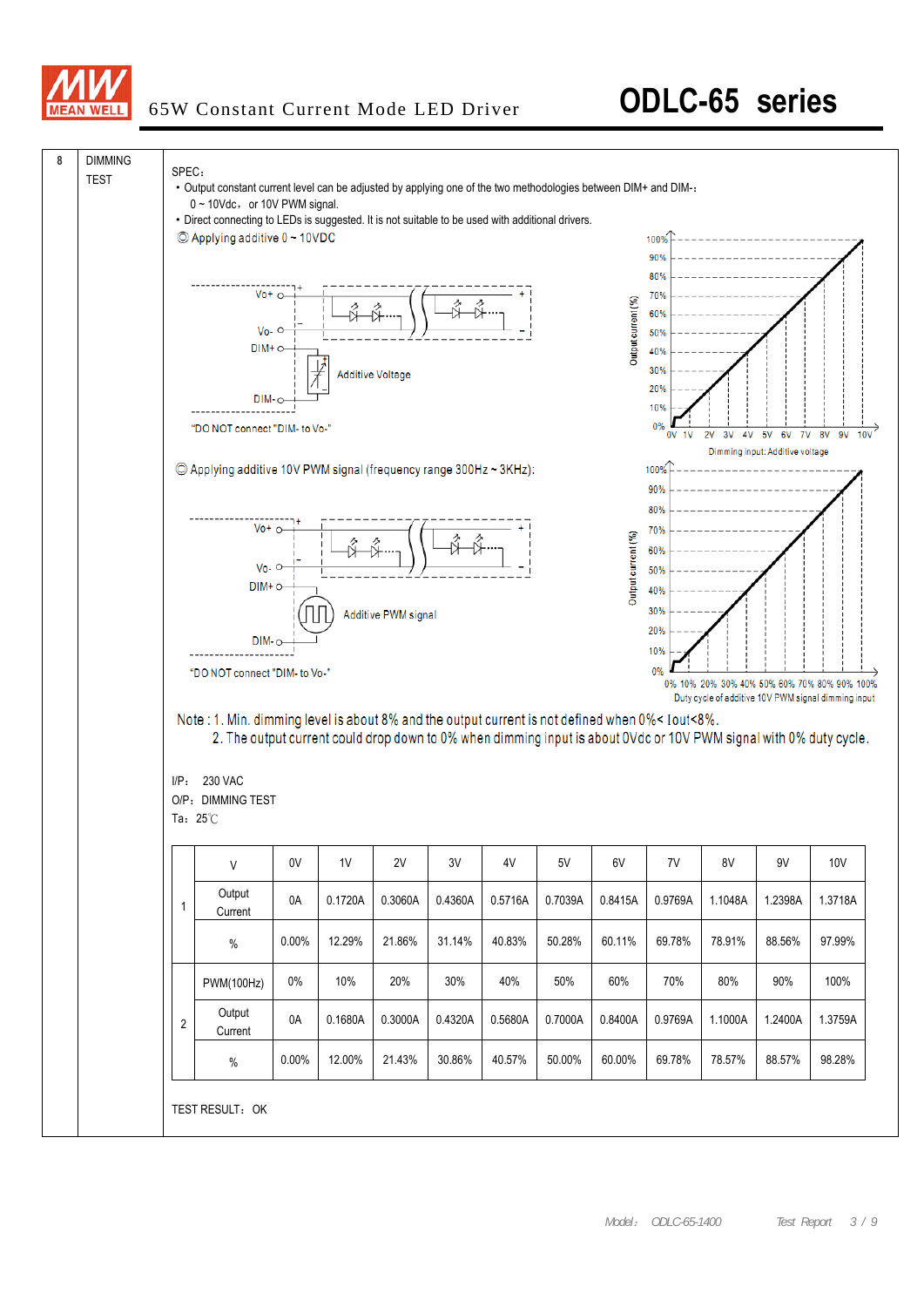| 8 | DIMMING TEST |
|---|---|

SPEC：

- Output constant current level can be adjusted by applying one of the two methodologies between DIM+ and DIM-：
  0 ~ 10Vdc， or 10V PWM signal.
- Direct connecting to LEDs is suggested. It is not suitable to be used with additional drivers.

◎ Applying additive 0 ~ 10VDC

"DO NOT connect "DIM- to Vo-"

◎ Applying additive 10V PWM signal (frequency range 300Hz ~ 3KHz):

"DO NOT connect "DIM- to Vo-"

Note : 1. Min. dimming level is about 8% and the output current is not defined when 0%< Iout<8%.
2. The output current could drop down to 0% when dimming input is about 0Vdc or 10V PWM signal with 0% duty cycle.

I/P： 230 VAC
O/P：DIMMING TEST
Ta：25℃

| | V | 0V | 1V | 2V | 3V | 4V | 5V | 6V | 7V | 8V | 9V | 10V |
|---|---|---|---|---|---|---|---|---|---|---|---|---|
| 1 | Output Current | 0A | 0.1720A | 0.3060A | 0.4360A | 0.5716A | 0.7039A | 0.8415A | 0.9769A | 1.1048A | 1.2398A | 1.3718A |
| | % | 0.00% | 12.29% | 21.86% | 31.14% | 40.83% | 50.28% | 60.11% | 69.78% | 78.91% | 88.56% | 97.99% |
| 2 | PWM(100Hz) | 0% | 10% | 20% | 30% | 40% | 50% | 60% | 70% | 80% | 90% | 100% |
| | Output Current | 0A | 0.1680A | 0.3000A | 0.4320A | 0.5680A | 0.7000A | 0.8400A | 0.9769A | 1.1000A | 1.2400A | 1.3759A |
| | % | 0.00% | 12.00% | 21.43% | 30.86% | 40.57% | 50.00% | 60.00% | 69.78% | 78.57% | 88.57% | 98.28% |

TEST RESULT：OK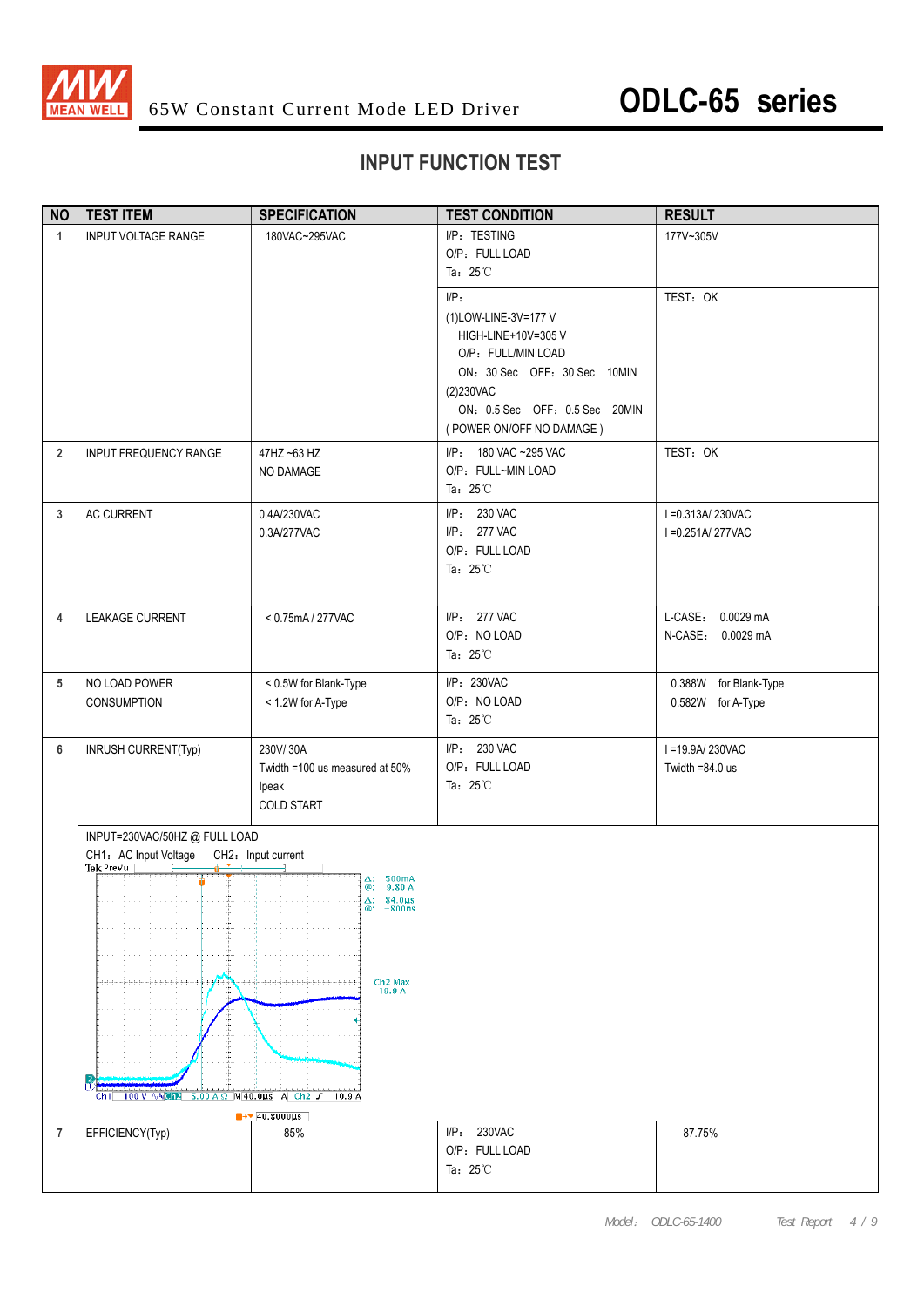# INPUT FUNCTION TEST

| NO | TEST ITEM | SPECIFICATION | TEST CONDITION | RESULT |
|---|---|---|---|---|
| 1 | INPUT VOLTAGE RANGE | 180VAC~295VAC | I/P：TESTING<br>O/P：FULL LOAD<br>Ta：25℃ | 177V~305V |
| | | | I/P:<br>(1)LOW-LINE-3V=177 V<br>HIGH-LINE+10V=305 V<br>O/P：FULL/MIN LOAD<br>ON：30 Sec OFF：30 Sec 10MIN<br>(2)230VAC<br>ON：0.5 Sec OFF：0.5 Sec 20MIN<br>( POWER ON/OFF NO DAMAGE ) | TEST：OK |
| 2 | INPUT FREQUENCY RANGE | 47HZ ~63 HZ<br>NO DAMAGE | I/P：180 VAC ~295 VAC<br>O/P：FULL~MIN LOAD<br>Ta：25℃ | TEST：OK |
| 3 | AC CURRENT | 0.4A/230VAC<br>0.3A/277VAC | I/P：230 VAC<br>I/P：277 VAC<br>O/P：FULL LOAD<br>Ta：25℃ | I =0.313A/ 230VAC<br>I =0.251A/ 277VAC |
| 4 | LEAKAGE CURRENT | < 0.75mA / 277VAC | I/P：277 VAC<br>O/P：NO LOAD<br>Ta：25℃ | L-CASE：0.0029 mA<br>N-CASE：0.0029 mA |
| 5 | NO LOAD POWER CONSUMPTION | < 0.5W for Blank-Type<br>< 1.2W for A-Type | I/P：230VAC<br>O/P：NO LOAD<br>Ta：25℃ | 0.388W for Blank-Type<br>0.582W for A-Type |
| 6 | INRUSH CURRENT(Typ) | 230V/ 30A<br>Twidth =100 us measured at 50% Ipeak<br>COLD START | I/P：230 VAC<br>O/P：FULL LOAD<br>Ta：25℃ | I =19.9A/ 230VAC<br>Twidth =84.0 us |
| | INPUT=230VAC/50HZ @ FULL LOAD<br>CH1：AC Input Voltage CH2：Input current | | | |
| 7 | EFFICIENCY(Typ) | 85% | I/P：230VAC<br>O/P：FULL LOAD<br>Ta：25℃ | 87.75% |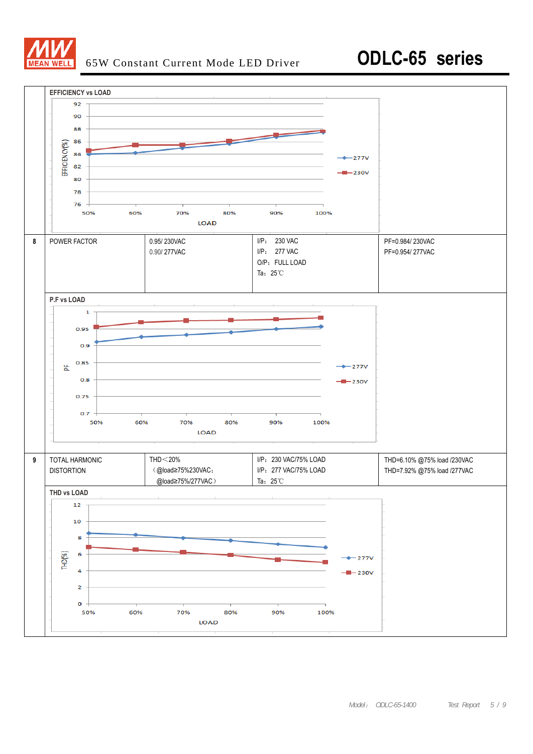# ODLC-65 series

65W Constant Current Mode LED Driver

**EFFICIENCY vs LOAD**

EFFICIENCY(%)

92
90
88
86
84
82
80
78
76

50% 60% 70% 80% 90% 100%

LOAD

277V
230V

| 8 | POWER FACTOR | 0.95/ 230VAC<br>0.90/ 277VAC | I/P: 230 VAC<br>I/P: 277 VAC<br>O/P: FULL LOAD<br>Ta: 25℃ | PF=0.984/ 230VAC<br>PF=0.954/ 277VAC |
|---|---|---|---|---|

**P.F vs LOAD**

PF

1
0.95
0.9
0.85
0.8
0.75
0.7

50% 60% 70% 80% 90% 100%

LOAD

277V
230V

| 9 | TOTAL HARMONIC DISTORTION | THD＜20%<br>（@load≥75%230VAC;<br>@load≥75%/277VAC） | I/P: 230 VAC/75% LOAD<br>I/P: 277 VAC/75% LOAD<br>Ta: 25℃ | THD=6.10% @75% load /230VAC<br>THD=7.92% @75% load /277VAC |
|---|---|---|---|---|

**THD vs LOAD**

THD(%)

12
10
8
6
4
2
0

50% 60% 70% 80% 90% 100%

LOAD

277V
230V

Model: ODLC-65-1400 Test Report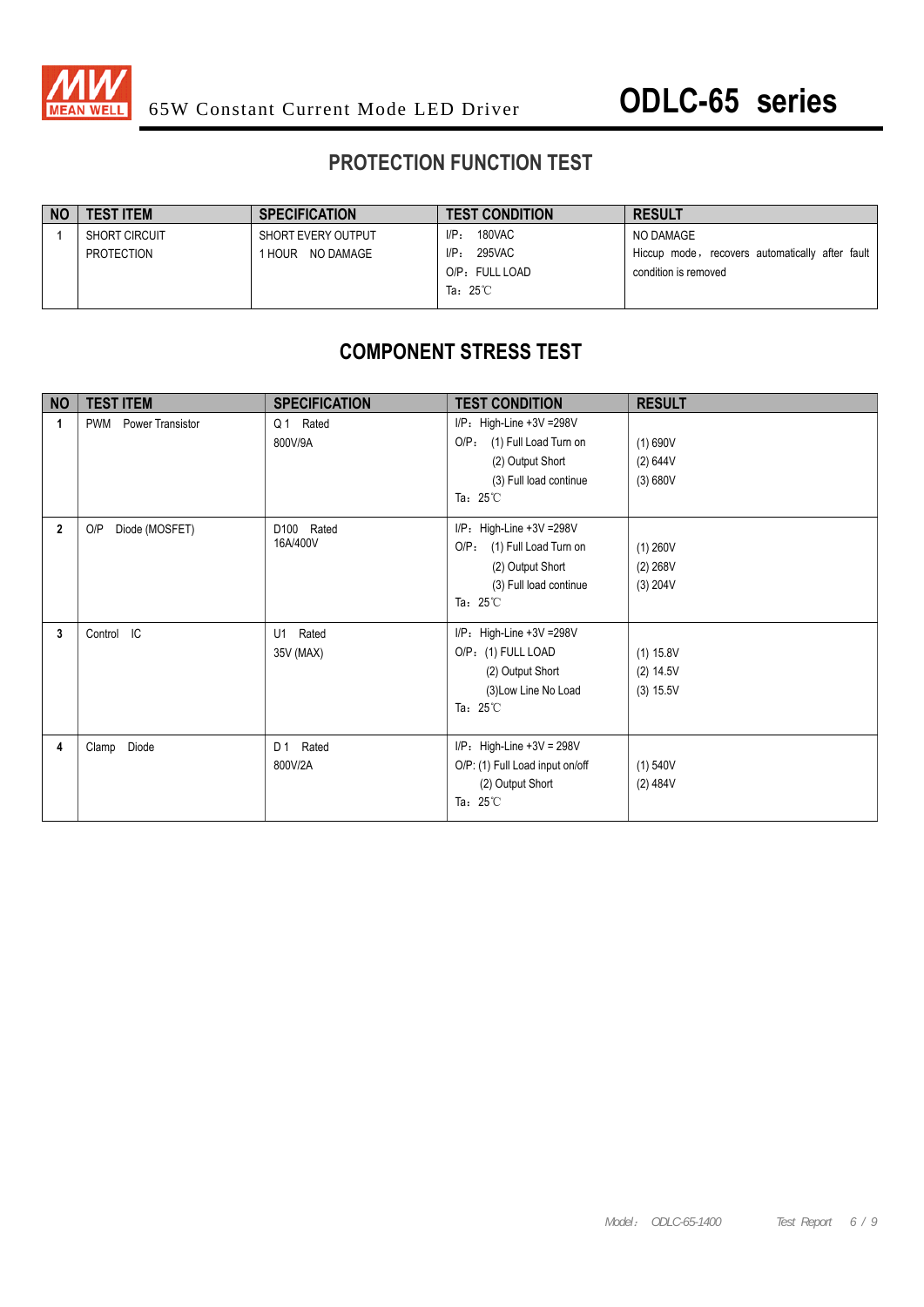## PROTECTION FUNCTION TEST

| NO | TEST ITEM | SPECIFICATION | TEST CONDITION | RESULT |
|---|---|---|---|---|
| 1 | SHORT CIRCUIT PROTECTION | SHORT EVERY OUTPUT 1 HOUR NO DAMAGE | I/P: 180VAC<br>I/P: 295VAC<br>O/P: FULL LOAD<br>Ta: 25℃ | NO DAMAGE<br>Hiccup mode, recovers automatically after fault condition is removed |

## COMPONENT STRESS TEST

| NO | TEST ITEM | SPECIFICATION | TEST CONDITION | RESULT |
|---|---|---|---|---|
| 1 | PWM Power Transistor | Q 1 Rated<br>800V/9A | I/P: High-Line +3V =298V<br>O/P: (1) Full Load Turn on<br>(2) Output Short<br>(3) Full load continue<br>Ta: 25℃ | (1) 690V<br>(2) 644V<br>(3) 680V |
| 2 | O/P Diode (MOSFET) | D100 Rated<br>16A/400V | I/P: High-Line +3V =298V<br>O/P: (1) Full Load Turn on<br>(2) Output Short<br>(3) Full load continue<br>Ta: 25℃ | (1) 260V<br>(2) 268V<br>(3) 204V |
| 3 | Control IC | U1 Rated<br>35V (MAX) | I/P: High-Line +3V =298V<br>O/P: (1) FULL LOAD<br>(2) Output Short<br>(3)Low Line No Load<br>Ta: 25℃ | (1) 15.8V<br>(2) 14.5V<br>(3) 15.5V |
| 4 | Clamp Diode | D 1 Rated<br>800V/2A | I/P: High-Line +3V = 298V<br>O/P: (1) Full Load input on/off<br>(2) Output Short<br>Ta: 25℃ | (1) 540V<br>(2) 484V |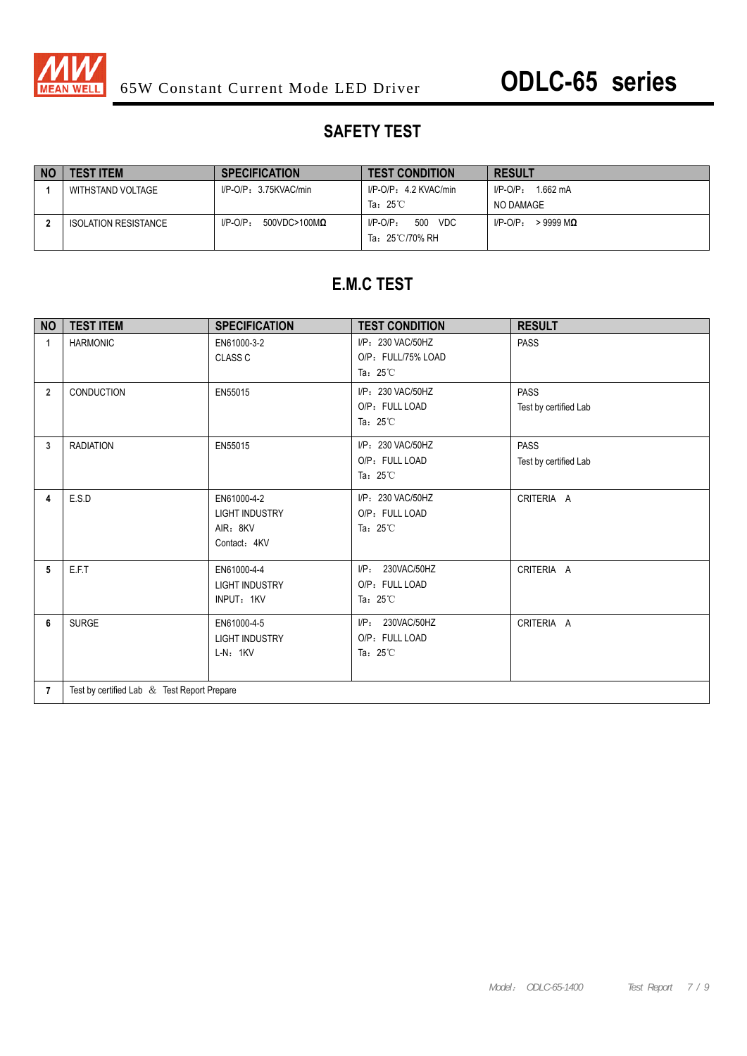# SAFETY TEST

| NO | TEST ITEM | SPECIFICATION | TEST CONDITION | RESULT |
|---|---|---|---|---|
| 1 | WITHSTAND VOLTAGE | I/P-O/P：3.75KVAC/min | I/P-O/P：4.2 KVAC/min<br>Ta：25℃ | I/P-O/P： 1.662 mA<br>NO DAMAGE |
| 2 | ISOLATION RESISTANCE | I/P-O/P： 500VDC>100MΩ | I/P-O/P： 500 VDC<br>Ta：25℃/70% RH | I/P-O/P： > 9999 MΩ |

# E.M.C TEST

| NO | TEST ITEM | SPECIFICATION | TEST CONDITION | RESULT |
|---|---|---|---|---|
| 1 | HARMONIC | EN61000-3-2<br>CLASS C | I/P：230 VAC/50HZ<br>O/P：FULL/75% LOAD<br>Ta：25℃ | PASS |
| 2 | CONDUCTION | EN55015 | I/P：230 VAC/50HZ<br>O/P：FULL LOAD<br>Ta：25℃ | PASS<br>Test by certified Lab |
| 3 | RADIATION | EN55015 | I/P：230 VAC/50HZ<br>O/P：FULL LOAD<br>Ta：25℃ | PASS<br>Test by certified Lab |
| 4 | E.S.D | EN61000-4-2<br>LIGHT INDUSTRY<br>AIR：8KV<br>Contact：4KV | I/P：230 VAC/50HZ<br>O/P：FULL LOAD<br>Ta：25℃ | CRITERIA A |
| 5 | E.F.T | EN61000-4-4<br>LIGHT INDUSTRY<br>INPUT：1KV | I/P： 230VAC/50HZ<br>O/P：FULL LOAD<br>Ta：25℃ | CRITERIA A |
| 6 | SURGE | EN61000-4-5<br>LIGHT INDUSTRY<br>L-N：1KV | I/P： 230VAC/50HZ<br>O/P：FULL LOAD<br>Ta：25℃ | CRITERIA A |
| 7 | Test by certified Lab ＆ Test Report Prepare | | | |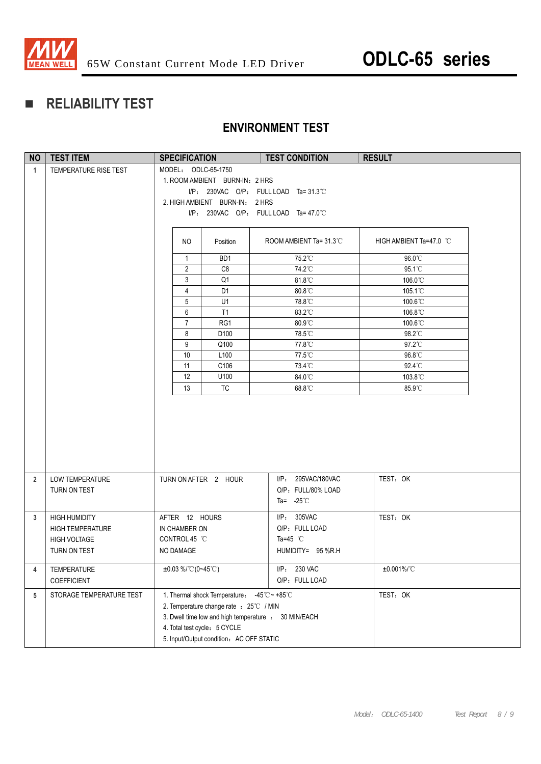## ■ RELIABILITY TEST

### ENVIRONMENT TEST

| NO | TEST ITEM | SPECIFICATION | TEST CONDITION | RESULT |
|---|---|---|---|---|
| 1 | TEMPERATURE RISE TEST | MODEL： ODLC-65-1750<br>1. ROOM AMBIENT BURN-IN：2 HRS<br>I/P： 230VAC O/P： FULL LOAD Ta= 31.3℃<br>2. HIGH AMBIENT BURN-IN： 2 HRS<br>I/P： 230VAC O/P： FULL LOAD Ta= 47.0℃ | | |

| NO | Position | ROOM AMBIENT Ta= 31.3℃ | HIGH AMBIENT Ta=47.0 ℃ |
|---|---|---|---|
| 1 | BD1 | 75.2℃ | 96.0℃ |
| 2 | C8 | 74.2℃ | 95.1℃ |
| 3 | Q1 | 81.8℃ | 106.0℃ |
| 4 | D1 | 80.8℃ | 105.1℃ |
| 5 | U1 | 78.8℃ | 100.6℃ |
| 6 | T1 | 83.2℃ | 106.8℃ |
| 7 | RG1 | 80.9℃ | 100.6℃ |
| 8 | D100 | 78.5℃ | 98.2℃ |
| 9 | Q100 | 77.8℃ | 97.2℃ |
| 10 | L100 | 77.5℃ | 96.8℃ |
| 11 | C106 | 73.4℃ | 92.4℃ |
| 12 | U100 | 84.0℃ | 103.8℃ |
| 13 | TC | 68.8℃ | 85.9℃ |

| NO | TEST ITEM | SPECIFICATION | TEST CONDITION | RESULT |
|---|---|---|---|---|
| 2 | LOW TEMPERATURE TURN ON TEST | TURN ON AFTER 2 HOUR | I/P： 295VAC/180VAC<br>O/P：FULL/80% LOAD<br>Ta= -25℃ | TEST：OK |
| 3 | HIGH HUMIDITY HIGH TEMPERATURE HIGH VOLTAGE TURN ON TEST | AFTER 12 HOURS IN CHAMBER ON CONTROL 45 ℃ NO DAMAGE | I/P： 305VAC<br>O/P：FULL LOAD<br>Ta=45 ℃<br>HUMIDITY= 95 %R.H | TEST：OK |
| 4 | TEMPERATURE COEFFICIENT | ±0.03 %/℃(0~45℃) | I/P： 230 VAC<br>O/P：FULL LOAD | ±0.001%/℃ |
| 5 | STORAGE TEMPERATURE TEST | 1. Thermal shock Temperature： -45℃ ~ +85℃<br>2. Temperature change rate ：25℃ / MIN<br>3. Dwell time low and high temperature ： 30 MIN/EACH<br>4. Total test cycle：5 CYCLE<br>5. Input/Output condition：AC OFF STATIC | | TEST：OK |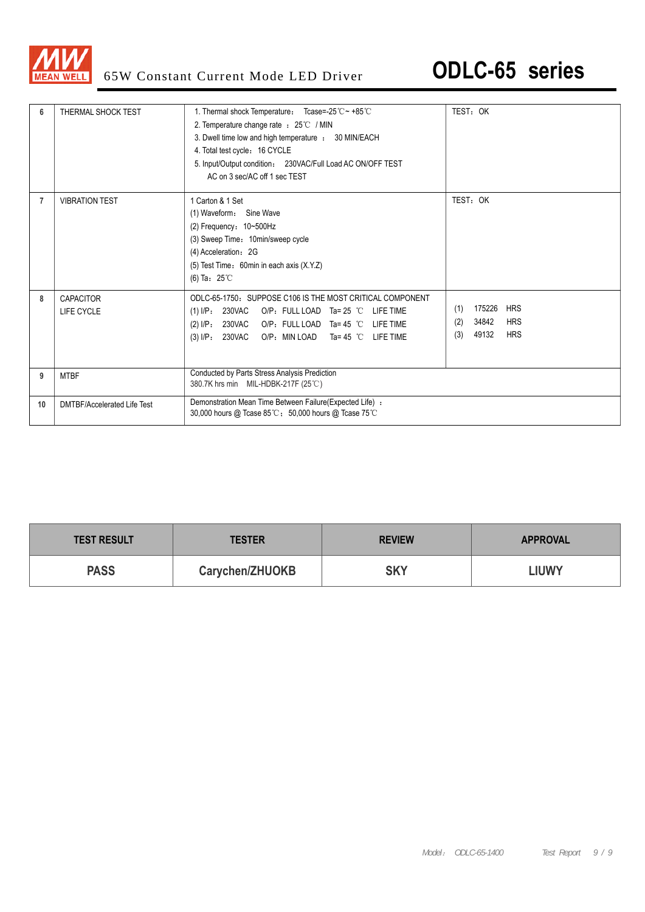| | | | |
|---|---|---|---|
| 6 | THERMAL SHOCK TEST | 1. Thermal shock Temperature： Tcase=-25℃~ +85℃<br>2. Temperature change rate ： 25℃ / MIN<br>3. Dwell time low and high temperature ： 30 MIN/EACH<br>4. Total test cycle： 16 CYCLE<br>5. Input/Output condition： 230VAC/Full Load AC ON/OFF TEST<br>AC on 3 sec/AC off 1 sec TEST | TEST：OK |
| 7 | VIBRATION TEST | 1 Carton & 1 Set<br>(1) Waveform： Sine Wave<br>(2) Frequency：10~500Hz<br>(3) Sweep Time：10min/sweep cycle<br>(4) Acceleration：2G<br>(5) Test Time：60min in each axis (X.Y.Z)<br>(6) Ta：25℃ | TEST：OK |
| 8 | CAPACITOR LIFE CYCLE | ODLC-65-1750：SUPPOSE C106 IS THE MOST CRITICAL COMPONENT<br>(1) I/P： 230VAC O/P：FULL LOAD Ta= 25 ℃ LIFE TIME<br>(2) I/P： 230VAC O/P：FULL LOAD Ta= 45 ℃ LIFE TIME<br>(3) I/P： 230VAC O/P：MIN LOAD Ta= 45 ℃ LIFE TIME | (1) 175226 HRS<br>(2) 34842 HRS<br>(3) 49132 HRS |
| 9 | MTBF | Conducted by Parts Stress Analysis Prediction<br>380.7K hrs min MIL-HDBK-217F (25℃) | |
| 10 | DMTBF/Accelerated Life Test | Demonstration Mean Time Between Failure(Expected Life) ：<br>30,000 hours @ Tcase 85℃；50,000 hours @ Tcase 75℃ | |

| TEST RESULT | TESTER | REVIEW | APPROVAL |
|---|---|---|---|
| PASS | Carychen/ZHUOKB | SKY | LIUWY |